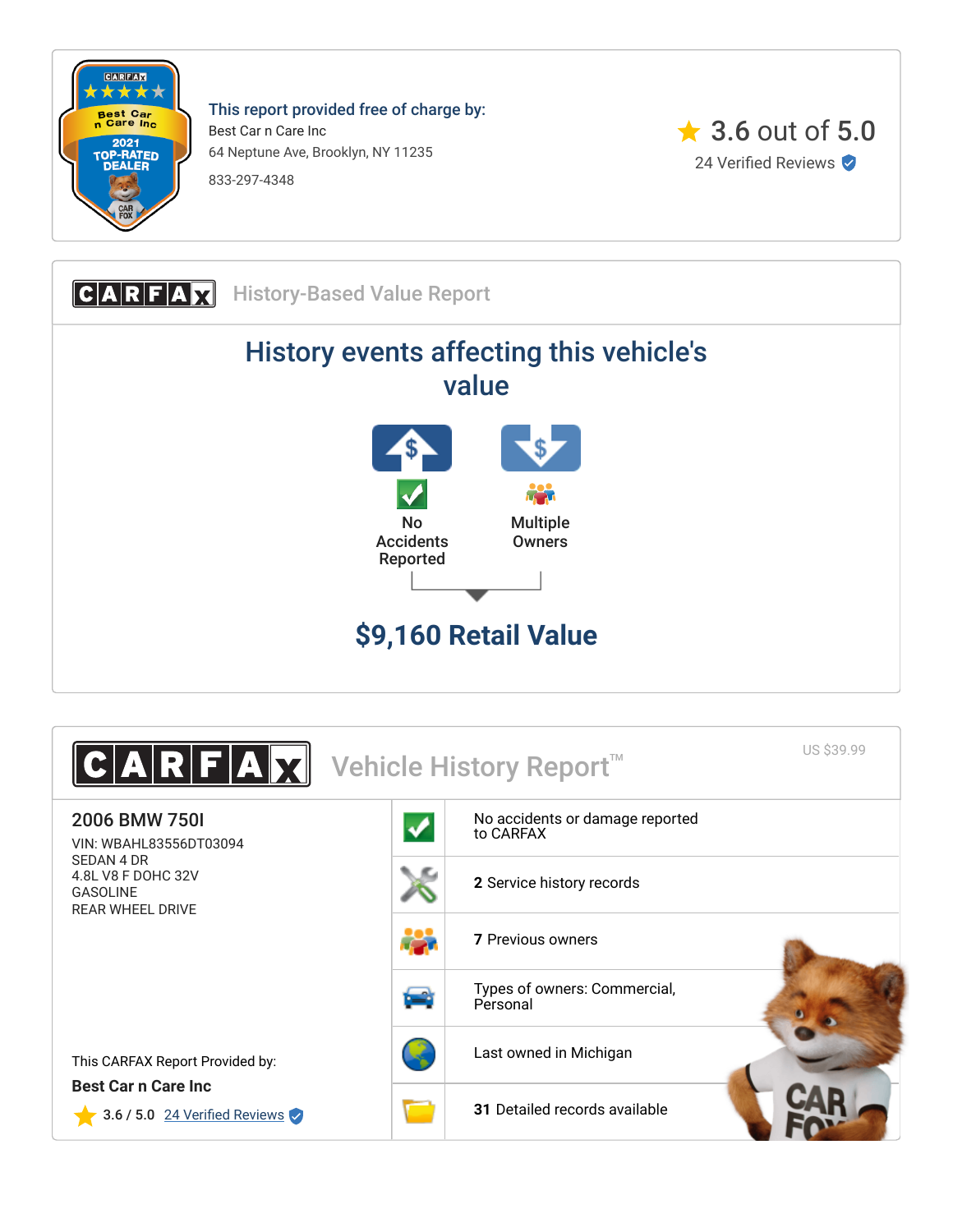This report provided free of charge by:

Best Car n Care Inc

64 Neptune Ave, Brooklyn, NY 11235

833-297-4348

3.6 out of 5.0

24 Verified Reviews

## CARFAX History-Based Value Report

# History events affecting this vehicle's value

No Accidents Reported

Multiple Owners

## $9,160 Retail Value

## CARFAX Vehicle History Report™

US $39.99

**2006 BMW 750I**

VIN: WBAHL83556DT03094
SEDAN 4 DR
4.8L V8 F DOHC 32V
GASOLINE
REAR WHEEL DRIVE

No accidents or damage reported to CARFAX

**2** Service history records

**7** Previous owners

Types of owners: Commercial, Personal

Last owned in Michigan

**31** Detailed records available

This CARFAX Report Provided by:

**Best Car n Care Inc**

3.6 / 5.0 24 Verified Reviews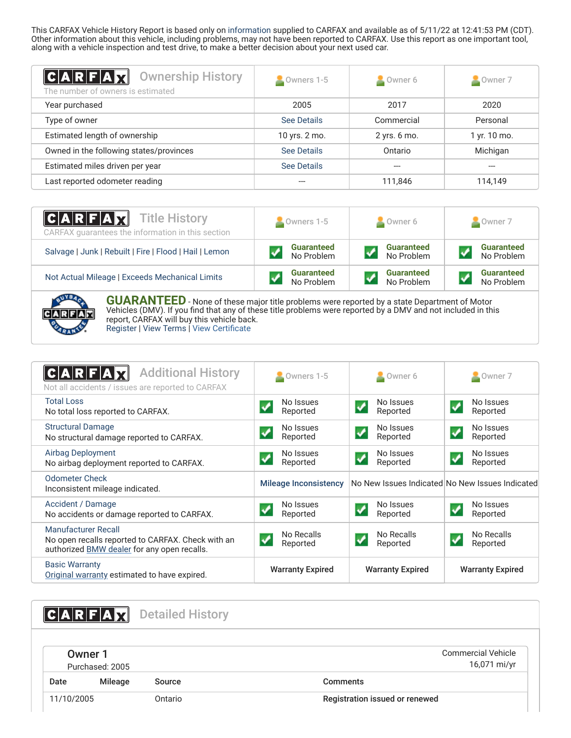This CARFAX Vehicle History Report is based only on information supplied to CARFAX and available as of 5/11/22 at 12:41:53 PM (CDT). Other information about this vehicle, including problems, may not have been reported to CARFAX. Use this report as one important tool, along with a vehicle inspection and test drive, to make a better decision about your next used car.

## CARFAX Ownership History

The number of owners is estimated

| | Owners 1-5 | Owner 6 | Owner 7 |
|---|---|---|---|
| Year purchased | 2005 | 2017 | 2020 |
| Type of owner | See Details | Commercial | Personal |
| Estimated length of ownership | 10 yrs. 2 mo. | 2 yrs. 6 mo. | 1 yr. 10 mo. |
| Owned in the following states/provinces | See Details | Ontario | Michigan |
| Estimated miles driven per year | See Details | --- | --- |
| Last reported odometer reading | --- | 111,846 | 114,149 |

## CARFAX Title History

CARFAX guarantees the information in this section

| | Owners 1-5 | Owner 6 | Owner 7 |
|---|---|---|---|
| Salvage \| Junk \| Rebuilt \| Fire \| Flood \| Hail \| Lemon | Guaranteed No Problem | Guaranteed No Problem | Guaranteed No Problem |
| Not Actual Mileage \| Exceeds Mechanical Limits | Guaranteed No Problem | Guaranteed No Problem | Guaranteed No Problem |

**GUARANTEED** - None of these major title problems were reported by a state Department of Motor Vehicles (DMV). If you find that any of these title problems were reported by a DMV and not included in this report, CARFAX will buy this vehicle back.
Register | View Terms | View Certificate

## CARFAX Additional History

Not all accidents / issues are reported to CARFAX

| | Owners 1-5 | Owner 6 | Owner 7 |
|---|---|---|---|
| Total Loss<br>No total loss reported to CARFAX. | No Issues Reported | No Issues Reported | No Issues Reported |
| Structural Damage<br>No structural damage reported to CARFAX. | No Issues Reported | No Issues Reported | No Issues Reported |
| Airbag Deployment<br>No airbag deployment reported to CARFAX. | No Issues Reported | No Issues Reported | No Issues Reported |
| Odometer Check<br>Inconsistent mileage indicated. | Mileage Inconsistency | No New Issues Indicated | No New Issues Indicated |
| Accident / Damage<br>No accidents or damage reported to CARFAX. | No Issues Reported | No Issues Reported | No Issues Reported |
| Manufacturer Recall<br>No open recalls reported to CARFAX. Check with an authorized BMW dealer for any open recalls. | No Recalls Reported | No Recalls Reported | No Recalls Reported |
| Basic Warranty<br>Original warranty estimated to have expired. | Warranty Expired | Warranty Expired | Warranty Expired |

## CARFAX Detailed History

### Owner 1

Purchased: 2005

Commercial Vehicle
16,071 mi/yr

| Date | Mileage | Source | Comments |
|---|---|---|---|
| 11/10/2005 | | Ontario | Registration issued or renewed |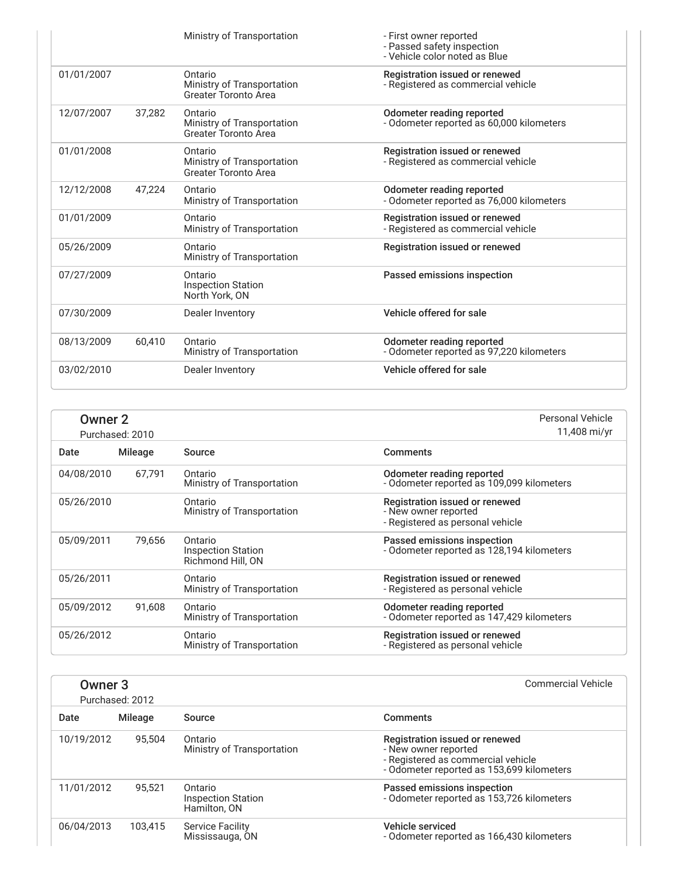| Date | Mileage | Source | Comments |
| --- | --- | --- | --- |
| | | Ministry of Transportation | - First owner reported<br>- Passed safety inspection<br>- Vehicle color noted as Blue |
| 01/01/2007 | | Ontario<br>Ministry of Transportation<br>Greater Toronto Area | **Registration issued or renewed**<br>- Registered as commercial vehicle |
| 12/07/2007 | 37,282 | Ontario<br>Ministry of Transportation<br>Greater Toronto Area | **Odometer reading reported**<br>- Odometer reported as 60,000 kilometers |
| 01/01/2008 | | Ontario<br>Ministry of Transportation<br>Greater Toronto Area | **Registration issued or renewed**<br>- Registered as commercial vehicle |
| 12/12/2008 | 47,224 | Ontario<br>Ministry of Transportation | **Odometer reading reported**<br>- Odometer reported as 76,000 kilometers |
| 01/01/2009 | | Ontario<br>Ministry of Transportation | **Registration issued or renewed**<br>- Registered as commercial vehicle |
| 05/26/2009 | | Ontario<br>Ministry of Transportation | **Registration issued or renewed** |
| 07/27/2009 | | Ontario<br>Inspection Station<br>North York, ON | **Passed emissions inspection** |
| 07/30/2009 | | Dealer Inventory | **Vehicle offered for sale** |
| 08/13/2009 | 60,410 | Ontario<br>Ministry of Transportation | **Odometer reading reported**<br>- Odometer reported as 97,220 kilometers |
| 03/02/2010 | | Dealer Inventory | **Vehicle offered for sale** |

## Owner 2

Purchased: 2010

Personal Vehicle
11,408 mi/yr

| Date | Mileage | Source | Comments |
| --- | --- | --- | --- |
| 04/08/2010 | 67,791 | Ontario<br>Ministry of Transportation | **Odometer reading reported**<br>- Odometer reported as 109,099 kilometers |
| 05/26/2010 | | Ontario<br>Ministry of Transportation | **Registration issued or renewed**<br>- New owner reported<br>- Registered as personal vehicle |
| 05/09/2011 | 79,656 | Ontario<br>Inspection Station<br>Richmond Hill, ON | **Passed emissions inspection**<br>- Odometer reported as 128,194 kilometers |
| 05/26/2011 | | Ontario<br>Ministry of Transportation | **Registration issued or renewed**<br>- Registered as personal vehicle |
| 05/09/2012 | 91,608 | Ontario<br>Ministry of Transportation | **Odometer reading reported**<br>- Odometer reported as 147,429 kilometers |
| 05/26/2012 | | Ontario<br>Ministry of Transportation | **Registration issued or renewed**<br>- Registered as personal vehicle |

## Owner 3

Purchased: 2012

Commercial Vehicle

| Date | Mileage | Source | Comments |
| --- | --- | --- | --- |
| 10/19/2012 | 95,504 | Ontario<br>Ministry of Transportation | **Registration issued or renewed**<br>- New owner reported<br>- Registered as commercial vehicle<br>- Odometer reported as 153,699 kilometers |
| 11/01/2012 | 95,521 | Ontario<br>Inspection Station<br>Hamilton, ON | **Passed emissions inspection**<br>- Odometer reported as 153,726 kilometers |
| 06/04/2013 | 103,415 | Service Facility<br>Mississauga, ON | **Vehicle serviced**<br>- Odometer reported as 166,430 kilometers |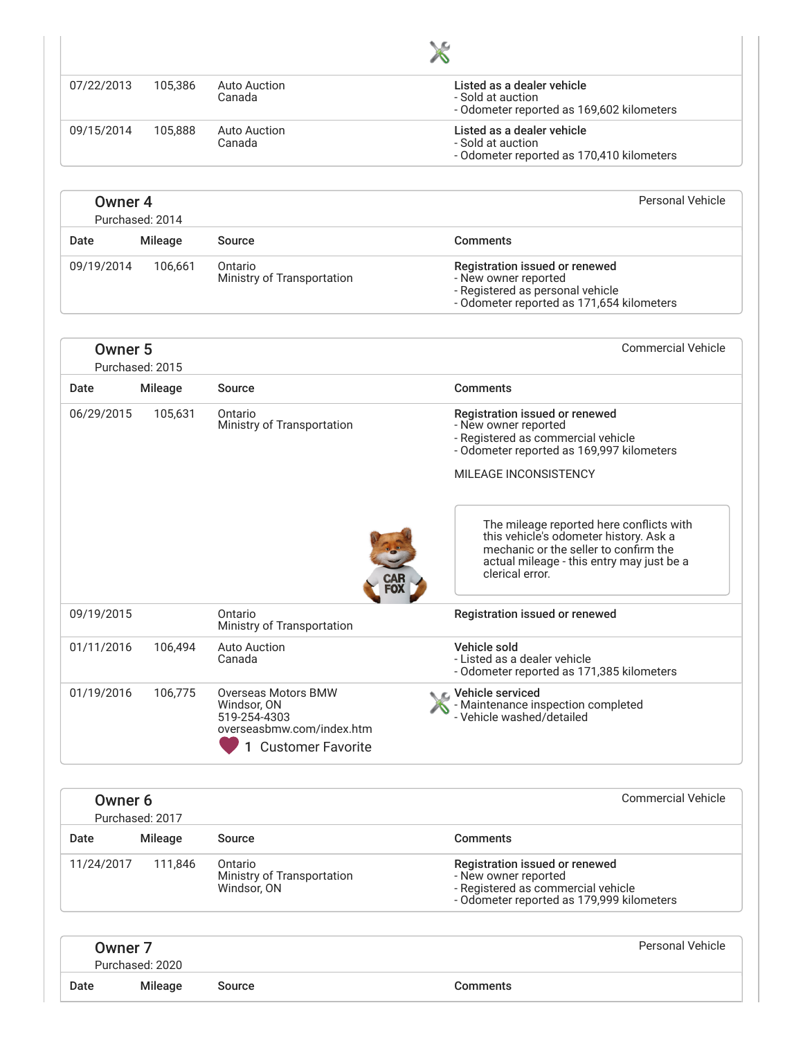| Date | Mileage | Source | Comments |
|---|---|---|---|
| 07/22/2013 | 105,386 | Auto Auction<br>Canada | **Listed as a dealer vehicle**<br>- Sold at auction<br>- Odometer reported as 169,602 kilometers |
| 09/15/2014 | 105,888 | Auto Auction<br>Canada | **Listed as a dealer vehicle**<br>- Sold at auction<br>- Odometer reported as 170,410 kilometers |

## Owner 4

Purchased: 2014

Personal Vehicle

| Date | Mileage | Source | Comments |
|---|---|---|---|
| 09/19/2014 | 106,661 | Ontario<br>Ministry of Transportation | **Registration issued or renewed**<br>- New owner reported<br>- Registered as personal vehicle<br>- Odometer reported as 171,654 kilometers |

## Owner 5

Purchased: 2015

Commercial Vehicle

| Date | Mileage | Source | Comments |
|---|---|---|---|
| 06/29/2015 | 105,631 | Ontario<br>Ministry of Transportation | **Registration issued or renewed**<br>- New owner reported<br>- Registered as commercial vehicle<br>- Odometer reported as 169,997 kilometers<br><br>MILEAGE INCONSISTENCY<br><br>The mileage reported here conflicts with this vehicle's odometer history. Ask a mechanic or the seller to confirm the actual mileage - this entry may just be a clerical error. |
| 09/19/2015 | | Ontario<br>Ministry of Transportation | **Registration issued or renewed** |
| 01/11/2016 | 106,494 | Auto Auction<br>Canada | **Vehicle sold**<br>- Listed as a dealer vehicle<br>- Odometer reported as 171,385 kilometers |
| 01/19/2016 | 106,775 | Overseas Motors BMW<br>Windsor, ON<br>519-254-4303<br>overseasbmw.com/index.htm<br>1 Customer Favorite | **Vehicle serviced**<br>- Maintenance inspection completed<br>- Vehicle washed/detailed |

## Owner 6

Purchased: 2017

Commercial Vehicle

| Date | Mileage | Source | Comments |
|---|---|---|---|
| 11/24/2017 | 111,846 | Ontario<br>Ministry of Transportation<br>Windsor, ON | **Registration issued or renewed**<br>- New owner reported<br>- Registered as commercial vehicle<br>- Odometer reported as 179,999 kilometers |

## Owner 7

Purchased: 2020

Personal Vehicle

| Date | Mileage | Source | Comments |
|---|---|---|---|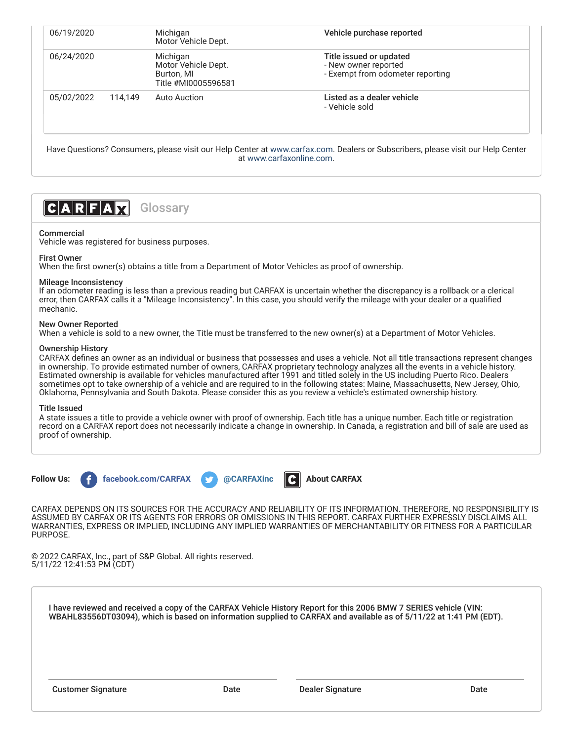| | | | |
|---|---|---|---|
| 06/19/2020 | | Michigan<br>Motor Vehicle Dept. | **Vehicle purchase reported** |
| 06/24/2020 | | Michigan<br>Motor Vehicle Dept.<br>Burton, MI<br>Title #MI0005596581 | **Title issued or updated**<br>- New owner reported<br>- Exempt from odometer reporting |
| 05/02/2022 | 114,149 | Auto Auction | **Listed as a dealer vehicle**<br>- Vehicle sold |

Have Questions? Consumers, please visit our Help Center at www.carfax.com. Dealers or Subscribers, please visit our Help Center at www.carfaxonline.com.

## CARFAX Glossary

**Commercial**
Vehicle was registered for business purposes.

**First Owner**
When the first owner(s) obtains a title from a Department of Motor Vehicles as proof of ownership.

**Mileage Inconsistency**
If an odometer reading is less than a previous reading but CARFAX is uncertain whether the discrepancy is a rollback or a clerical error, then CARFAX calls it a "Mileage Inconsistency". In this case, you should verify the mileage with your dealer or a qualified mechanic.

**New Owner Reported**
When a vehicle is sold to a new owner, the Title must be transferred to the new owner(s) at a Department of Motor Vehicles.

**Ownership History**
CARFAX defines an owner as an individual or business that possesses and uses a vehicle. Not all title transactions represent changes in ownership. To provide estimated number of owners, CARFAX proprietary technology analyzes all the events in a vehicle history. Estimated ownership is available for vehicles manufactured after 1991 and titled solely in the US including Puerto Rico. Dealers sometimes opt to take ownership of a vehicle and are required to in the following states: Maine, Massachusetts, New Jersey, Ohio, Oklahoma, Pennsylvania and South Dakota. Please consider this as you review a vehicle's estimated ownership history.

**Title Issued**
A state issues a title to provide a vehicle owner with proof of ownership. Each title has a unique number. Each title or registration record on a CARFAX report does not necessarily indicate a change in ownership. In Canada, a registration and bill of sale are used as proof of ownership.

**Follow Us:** facebook.com/CARFAX @CARFAXinc **About CARFAX**

CARFAX DEPENDS ON ITS SOURCES FOR THE ACCURACY AND RELIABILITY OF ITS INFORMATION. THEREFORE, NO RESPONSIBILITY IS ASSUMED BY CARFAX OR ITS AGENTS FOR ERRORS OR OMISSIONS IN THIS REPORT. CARFAX FURTHER EXPRESSLY DISCLAIMS ALL WARRANTIES, EXPRESS OR IMPLIED, INCLUDING ANY IMPLIED WARRANTIES OF MERCHANTABILITY OR FITNESS FOR A PARTICULAR PURPOSE.

© 2022 CARFAX, Inc., part of S&P Global. All rights reserved.
5/11/22 12:41:53 PM (CDT)

**I have reviewed and received a copy of the CARFAX Vehicle History Report for this 2006 BMW 7 SERIES vehicle (VIN: WBAHL83556DT03094), which is based on information supplied to CARFAX and available as of 5/11/22 at 1:41 PM (EDT).**

| | | | |
|---|---|---|---|
| **Customer Signature** | **Date** | **Dealer Signature** | **Date** |